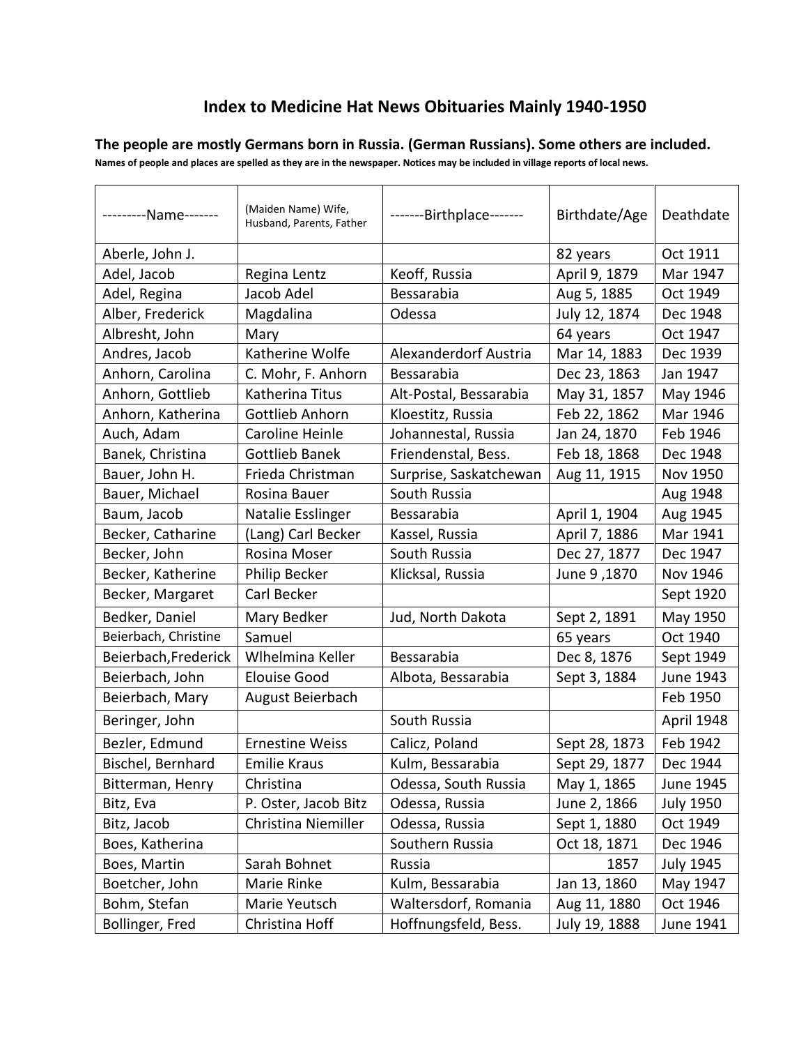# Index to Medicine Hat News Obituaries Mainly 1940-1950

**The people are mostly Germans born in Russia. (German Russians). Some others are included.**

**Names of people and places are spelled as they are in the newspaper. Notices may be included in village reports of local news.**

| ---------Name------- | (Maiden Name) Wife, Husband, Parents, Father | -------Birthplace------- | Birthdate/Age | Deathdate |
|---|---|---|---|---|
| Aberle, John J. | | | 82 years | Oct 1911 |
| Adel, Jacob | Regina Lentz | Keoff, Russia | April 9, 1879 | Mar 1947 |
| Adel, Regina | Jacob Adel | Bessarabia | Aug 5, 1885 | Oct 1949 |
| Alber, Frederick | Magdalina | Odessa | July 12, 1874 | Dec 1948 |
| Albresht, John | Mary | | 64 years | Oct 1947 |
| Andres, Jacob | Katherine Wolfe | Alexanderdorf Austria | Mar 14, 1883 | Dec 1939 |
| Anhorn, Carolina | C. Mohr, F. Anhorn | Bessarabia | Dec 23, 1863 | Jan 1947 |
| Anhorn, Gottlieb | Katherina Titus | Alt-Postal, Bessarabia | May 31, 1857 | May 1946 |
| Anhorn, Katherina | Gottlieb Anhorn | Kloestitz, Russia | Feb 22, 1862 | Mar 1946 |
| Auch, Adam | Caroline Heinle | Johannestal, Russia | Jan 24, 1870 | Feb 1946 |
| Banek, Christina | Gottlieb Banek | Friendenstal, Bess. | Feb 18, 1868 | Dec 1948 |
| Bauer, John H. | Frieda Christman | Surprise, Saskatchewan | Aug 11, 1915 | Nov 1950 |
| Bauer, Michael | Rosina Bauer | South Russia | | Aug 1948 |
| Baum, Jacob | Natalie Esslinger | Bessarabia | April 1, 1904 | Aug 1945 |
| Becker, Catharine | (Lang) Carl Becker | Kassel, Russia | April 7, 1886 | Mar 1941 |
| Becker, John | Rosina Moser | South Russia | Dec 27, 1877 | Dec 1947 |
| Becker, Katherine | Philip Becker | Klicksal, Russia | June 9 ,1870 | Nov 1946 |
| Becker, Margaret | Carl Becker | | | Sept 1920 |
| Bedker, Daniel | Mary Bedker | Jud, North Dakota | Sept 2, 1891 | May 1950 |
| Beierbach, Christine | Samuel | | 65 years | Oct 1940 |
| Beierbach,Frederick | Wlhelmina Keller | Bessarabia | Dec 8, 1876 | Sept 1949 |
| Beierbach, John | Elouise Good | Albota, Bessarabia | Sept 3, 1884 | June 1943 |
| Beierbach, Mary | August Beierbach | | | Feb 1950 |
| Beringer, John | | South Russia | | April 1948 |
| Bezler, Edmund | Ernestine Weiss | Calicz, Poland | Sept 28, 1873 | Feb 1942 |
| Bischel, Bernhard | Emilie Kraus | Kulm, Bessarabia | Sept 29, 1877 | Dec 1944 |
| Bitterman, Henry | Christina | Odessa, South Russia | May 1, 1865 | June 1945 |
| Bitz, Eva | P. Oster, Jacob Bitz | Odessa, Russia | June 2, 1866 | July 1950 |
| Bitz, Jacob | Christina Niemiller | Odessa, Russia | Sept 1, 1880 | Oct 1949 |
| Boes, Katherina | | Southern Russia | Oct 18, 1871 | Dec 1946 |
| Boes, Martin | Sarah Bohnet | Russia | 1857 | July 1945 |
| Boetcher, John | Marie Rinke | Kulm, Bessarabia | Jan 13, 1860 | May 1947 |
| Bohm, Stefan | Marie Yeutsch | Waltersdorf, Romania | Aug 11, 1880 | Oct 1946 |
| Bollinger, Fred | Christina Hoff | Hoffnungsfeld, Bess. | July 19, 1888 | June 1941 |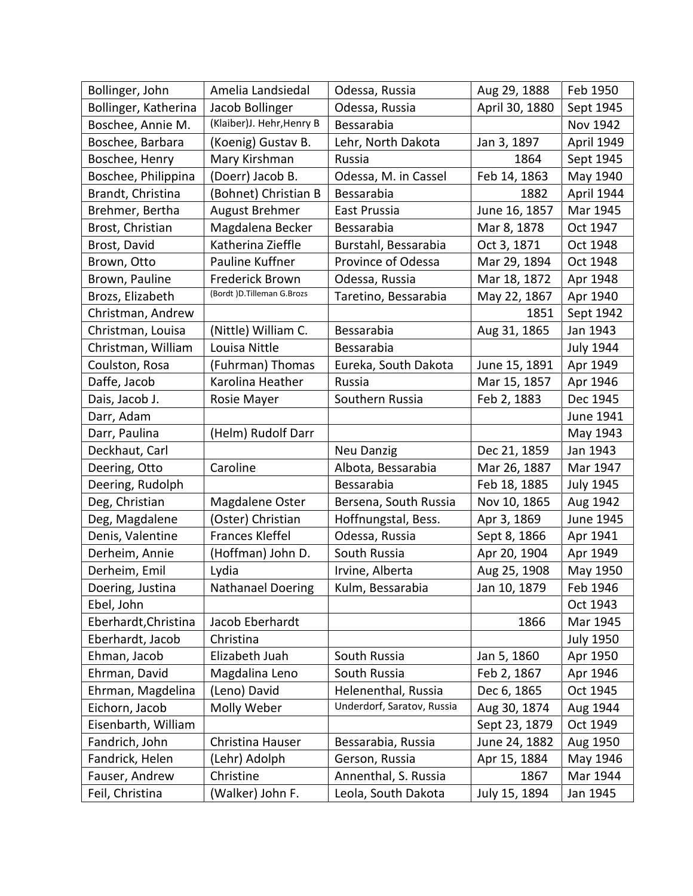| Bollinger, John | Amelia Landsiedal | Odessa, Russia | Aug 29, 1888 | Feb 1950 |
|---|---|---|---|---|
| Bollinger, Katherina | Jacob Bollinger | Odessa, Russia | April 30, 1880 | Sept 1945 |
| Boschee, Annie M. | (Klaiber)J. Hehr,Henry B | Bessarabia | | Nov 1942 |
| Boschee, Barbara | (Koenig) Gustav B. | Lehr, North Dakota | Jan 3, 1897 | April 1949 |
| Boschee, Henry | Mary Kirshman | Russia | 1864 | Sept 1945 |
| Boschee, Philippina | (Doerr) Jacob B. | Odessa, M. in Cassel | Feb 14, 1863 | May 1940 |
| Brandt, Christina | (Bohnet) Christian B | Bessarabia | 1882 | April 1944 |
| Brehmer, Bertha | August Brehmer | East Prussia | June 16, 1857 | Mar 1945 |
| Brost, Christian | Magdalena Becker | Bessarabia | Mar 8, 1878 | Oct 1947 |
| Brost, David | Katherina Zieffle | Burstahl, Bessarabia | Oct 3, 1871 | Oct 1948 |
| Brown, Otto | Pauline Kuffner | Province of Odessa | Mar 29, 1894 | Oct 1948 |
| Brown, Pauline | Frederick Brown | Odessa, Russia | Mar 18, 1872 | Apr 1948 |
| Brozs, Elizabeth | (Bordt )D.Tilleman G.Brozs | Taretino, Bessarabia | May 22, 1867 | Apr 1940 |
| Christman, Andrew | | | 1851 | Sept 1942 |
| Christman, Louisa | (Nittle) William C. | Bessarabia | Aug 31, 1865 | Jan 1943 |
| Christman, William | Louisa Nittle | Bessarabia | | July 1944 |
| Coulston, Rosa | (Fuhrman) Thomas | Eureka, South Dakota | June 15, 1891 | Apr 1949 |
| Daffe, Jacob | Karolina Heather | Russia | Mar 15, 1857 | Apr 1946 |
| Dais, Jacob J. | Rosie Mayer | Southern Russia | Feb 2, 1883 | Dec 1945 |
| Darr, Adam | | | | June 1941 |
| Darr, Paulina | (Helm) Rudolf Darr | | | May 1943 |
| Deckhaut, Carl | | Neu Danzig | Dec 21, 1859 | Jan 1943 |
| Deering, Otto | Caroline | Albota, Bessarabia | Mar 26, 1887 | Mar 1947 |
| Deering, Rudolph | | Bessarabia | Feb 18, 1885 | July 1945 |
| Deg, Christian | Magdalene Oster | Bersena, South Russia | Nov 10, 1865 | Aug 1942 |
| Deg, Magdalene | (Oster) Christian | Hoffnungstal, Bess. | Apr 3, 1869 | June 1945 |
| Denis, Valentine | Frances Kleffel | Odessa, Russia | Sept 8, 1866 | Apr 1941 |
| Derheim, Annie | (Hoffman) John D. | South Russia | Apr 20, 1904 | Apr 1949 |
| Derheim, Emil | Lydia | Irvine, Alberta | Aug 25, 1908 | May 1950 |
| Doering, Justina | Nathanael Doering | Kulm, Bessarabia | Jan 10, 1879 | Feb 1946 |
| Ebel, John | | | | Oct 1943 |
| Eberhardt,Christina | Jacob Eberhardt | | 1866 | Mar 1945 |
| Eberhardt, Jacob | Christina | | | July 1950 |
| Ehman, Jacob | Elizabeth Juah | South Russia | Jan 5, 1860 | Apr 1950 |
| Ehrman, David | Magdalina Leno | South Russia | Feb 2, 1867 | Apr 1946 |
| Ehrman, Magdelina | (Leno) David | Helenenthal, Russia | Dec 6, 1865 | Oct 1945 |
| Eichorn, Jacob | Molly Weber | Underdorf, Saratov, Russia | Aug 30, 1874 | Aug 1944 |
| Eisenbarth, William | | | Sept 23, 1879 | Oct 1949 |
| Fandrich, John | Christina Hauser | Bessarabia, Russia | June 24, 1882 | Aug 1950 |
| Fandrick, Helen | (Lehr) Adolph | Gerson, Russia | Apr 15, 1884 | May 1946 |
| Fauser, Andrew | Christine | Annenthal, S. Russia | 1867 | Mar 1944 |
| Feil, Christina | (Walker) John F. | Leola, South Dakota | July 15, 1894 | Jan 1945 |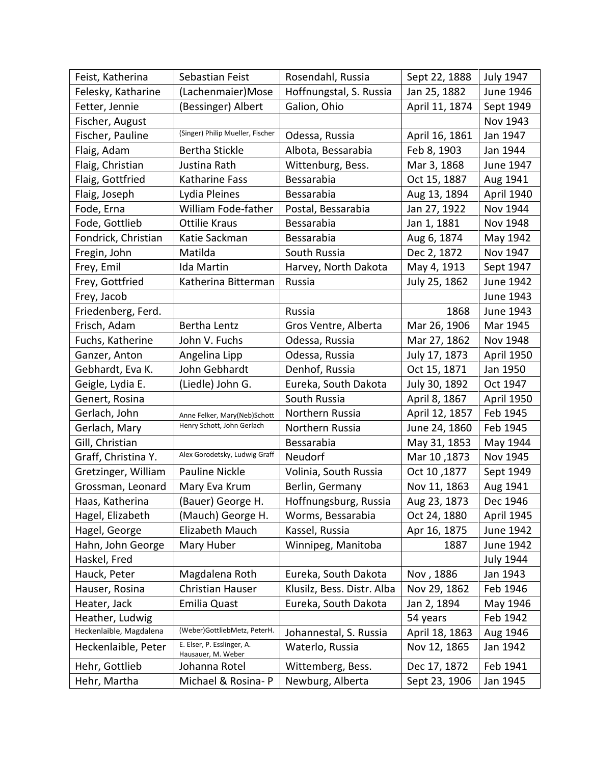| Feist, Katherina | Sebastian Feist | Rosendahl, Russia | Sept 22, 1888 | July 1947 |
|---|---|---|---|---|
| Felesky, Katharine | (Lachenmaier)Mose | Hoffnungstal, S. Russia | Jan 25, 1882 | June 1946 |
| Fetter, Jennie | (Bessinger) Albert | Galion, Ohio | April 11, 1874 | Sept 1949 |
| Fischer, August | | | | Nov 1943 |
| Fischer, Pauline | (Singer) Philip Mueller, Fischer | Odessa, Russia | April 16, 1861 | Jan 1947 |
| Flaig, Adam | Bertha Stickle | Albota, Bessarabia | Feb 8, 1903 | Jan 1944 |
| Flaig, Christian | Justina Rath | Wittenburg, Bess. | Mar 3, 1868 | June 1947 |
| Flaig, Gottfried | Katharine Fass | Bessarabia | Oct 15, 1887 | Aug 1941 |
| Flaig, Joseph | Lydia Pleines | Bessarabia | Aug 13, 1894 | April 1940 |
| Fode, Erna | William Fode-father | Postal, Bessarabia | Jan 27, 1922 | Nov 1944 |
| Fode, Gottlieb | Ottilie Kraus | Bessarabia | Jan 1, 1881 | Nov 1948 |
| Fondrick, Christian | Katie Sackman | Bessarabia | Aug 6, 1874 | May 1942 |
| Fregin, John | Matilda | South Russia | Dec 2, 1872 | Nov 1947 |
| Frey, Emil | Ida Martin | Harvey, North Dakota | May 4, 1913 | Sept 1947 |
| Frey, Gottfried | Katherina Bitterman | Russia | July 25, 1862 | June 1942 |
| Frey, Jacob | | | | June 1943 |
| Friedenberg, Ferd. | | Russia | 1868 | June 1943 |
| Frisch, Adam | Bertha Lentz | Gros Ventre, Alberta | Mar 26, 1906 | Mar 1945 |
| Fuchs, Katherine | John V. Fuchs | Odessa, Russia | Mar 27, 1862 | Nov 1948 |
| Ganzer, Anton | Angelina Lipp | Odessa, Russia | July 17, 1873 | April 1950 |
| Gebhardt, Eva K. | John Gebhardt | Denhof, Russia | Oct 15, 1871 | Jan 1950 |
| Geigle, Lydia E. | (Liedle) John G. | Eureka, South Dakota | July 30, 1892 | Oct 1947 |
| Genert, Rosina | | South Russia | April 8, 1867 | April 1950 |
| Gerlach, John | Anne Felker, Mary(Neb)Schott | Northern Russia | April 12, 1857 | Feb 1945 |
| Gerlach, Mary | Henry Schott, John Gerlach | Northern Russia | June 24, 1860 | Feb 1945 |
| Gill, Christian | | Bessarabia | May 31, 1853 | May 1944 |
| Graff, Christina Y. | Alex Gorodetsky, Ludwig Graff | Neudorf | Mar 10 ,1873 | Nov 1945 |
| Gretzinger, William | Pauline Nickle | Volinia, South Russia | Oct 10 ,1877 | Sept 1949 |
| Grossman, Leonard | Mary Eva Krum | Berlin, Germany | Nov 11, 1863 | Aug 1941 |
| Haas, Katherina | (Bauer) George H. | Hoffnungsburg, Russia | Aug 23, 1873 | Dec 1946 |
| Hagel, Elizabeth | (Mauch) George H. | Worms, Bessarabia | Oct 24, 1880 | April 1945 |
| Hagel, George | Elizabeth Mauch | Kassel, Russia | Apr 16, 1875 | June 1942 |
| Hahn, John George | Mary Huber | Winnipeg, Manitoba | 1887 | June 1942 |
| Haskel, Fred | | | | July 1944 |
| Hauck, Peter | Magdalena Roth | Eureka, South Dakota | Nov , 1886 | Jan 1943 |
| Hauser, Rosina | Christian Hauser | Klusilz, Bess. Distr. Alba | Nov 29, 1862 | Feb 1946 |
| Heater, Jack | Emilia Quast | Eureka, South Dakota | Jan 2, 1894 | May 1946 |
| Heather, Ludwig | | | 54 years | Feb 1942 |
| Heckenlaible, Magdalena | (Weber)GottliebMetz, PeterH. | Johannestal, S. Russia | April 18, 1863 | Aug 1946 |
| Heckenlaible, Peter | E. Elser, P. Esslinger, A. Hausauer, M. Weber | Waterlo, Russia | Nov 12, 1865 | Jan 1942 |
| Hehr, Gottlieb | Johanna Rotel | Wittemberg, Bess. | Dec 17, 1872 | Feb 1941 |
| Hehr, Martha | Michael & Rosina- P | Newburg, Alberta | Sept 23, 1906 | Jan 1945 |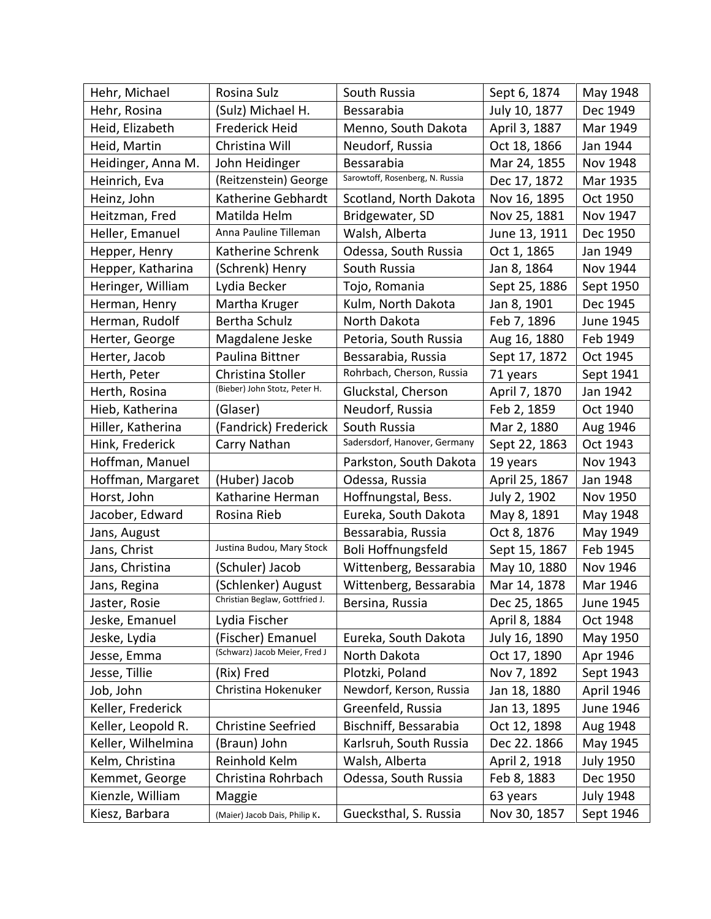| Hehr, Michael | Rosina Sulz | South Russia | Sept 6, 1874 | May 1948 |
|---|---|---|---|---|
| Hehr, Rosina | (Sulz) Michael H. | Bessarabia | July 10, 1877 | Dec 1949 |
| Heid, Elizabeth | Frederick Heid | Menno, South Dakota | April 3, 1887 | Mar 1949 |
| Heid, Martin | Christina Will | Neudorf, Russia | Oct 18, 1866 | Jan 1944 |
| Heidinger, Anna M. | John Heidinger | Bessarabia | Mar 24, 1855 | Nov 1948 |
| Heinrich, Eva | (Reitzenstein) George | Sarowtoff, Rosenberg, N. Russia | Dec 17, 1872 | Mar 1935 |
| Heinz, John | Katherine Gebhardt | Scotland, North Dakota | Nov 16, 1895 | Oct 1950 |
| Heitzman, Fred | Matilda Helm | Bridgewater, SD | Nov 25, 1881 | Nov 1947 |
| Heller, Emanuel | Anna Pauline Tilleman | Walsh, Alberta | June 13, 1911 | Dec 1950 |
| Hepper, Henry | Katherine Schrenk | Odessa, South Russia | Oct 1, 1865 | Jan 1949 |
| Hepper, Katharina | (Schrenk) Henry | South Russia | Jan 8, 1864 | Nov 1944 |
| Heringer, William | Lydia Becker | Tojo, Romania | Sept 25, 1886 | Sept 1950 |
| Herman, Henry | Martha Kruger | Kulm, North Dakota | Jan 8, 1901 | Dec 1945 |
| Herman, Rudolf | Bertha Schulz | North Dakota | Feb 7, 1896 | June 1945 |
| Herter, George | Magdalene Jeske | Petoria, South Russia | Aug 16, 1880 | Feb 1949 |
| Herter, Jacob | Paulina Bittner | Bessarabia, Russia | Sept 17, 1872 | Oct 1945 |
| Herth, Peter | Christina Stoller | Rohrbach, Cherson, Russia | 71 years | Sept 1941 |
| Herth, Rosina | (Bieber) John Stotz, Peter H. | Gluckstal, Cherson | April 7, 1870 | Jan 1942 |
| Hieb, Katherina | (Glaser) | Neudorf, Russia | Feb 2, 1859 | Oct 1940 |
| Hiller, Katherina | (Fandrick) Frederick | South Russia | Mar 2, 1880 | Aug 1946 |
| Hink, Frederick | Carry Nathan | Sadersdorf, Hanover, Germany | Sept 22, 1863 | Oct 1943 |
| Hoffman, Manuel | | Parkston, South Dakota | 19 years | Nov 1943 |
| Hoffman, Margaret | (Huber) Jacob | Odessa, Russia | April 25, 1867 | Jan 1948 |
| Horst, John | Katharine Herman | Hoffnungstal, Bess. | July 2, 1902 | Nov 1950 |
| Jacober, Edward | Rosina Rieb | Eureka, South Dakota | May 8, 1891 | May 1948 |
| Jans, August | | Bessarabia, Russia | Oct 8, 1876 | May 1949 |
| Jans, Christ | Justina Budou, Mary Stock | Boli Hoffnungsfeld | Sept 15, 1867 | Feb 1945 |
| Jans, Christina | (Schuler) Jacob | Wittenberg, Bessarabia | May 10, 1880 | Nov 1946 |
| Jans, Regina | (Schlenker) August | Wittenberg, Bessarabia | Mar 14, 1878 | Mar 1946 |
| Jaster, Rosie | Christian Beglaw, Gottfried J. | Bersina, Russia | Dec 25, 1865 | June 1945 |
| Jeske, Emanuel | Lydia Fischer | | April 8, 1884 | Oct 1948 |
| Jeske, Lydia | (Fischer) Emanuel | Eureka, South Dakota | July 16, 1890 | May 1950 |
| Jesse, Emma | (Schwarz) Jacob Meier, Fred J | North Dakota | Oct 17, 1890 | Apr 1946 |
| Jesse, Tillie | (Rix) Fred | Plotzki, Poland | Nov 7, 1892 | Sept 1943 |
| Job, John | Christina Hokenuker | Newdorf, Kerson, Russia | Jan 18, 1880 | April 1946 |
| Keller, Frederick | | Greenfeld, Russia | Jan 13, 1895 | June 1946 |
| Keller, Leopold R. | Christine Seefried | Bischniff, Bessarabia | Oct 12, 1898 | Aug 1948 |
| Keller, Wilhelmina | (Braun) John | Karlsruh, South Russia | Dec 22. 1866 | May 1945 |
| Kelm, Christina | Reinhold Kelm | Walsh, Alberta | April 2, 1918 | July 1950 |
| Kemmet, George | Christina Rohrbach | Odessa, South Russia | Feb 8, 1883 | Dec 1950 |
| Kienzle, William | Maggie | | 63 years | July 1948 |
| Kiesz, Barbara | (Maier) Jacob Dais, Philip K. | Guecksthal, S. Russia | Nov 30, 1857 | Sept 1946 |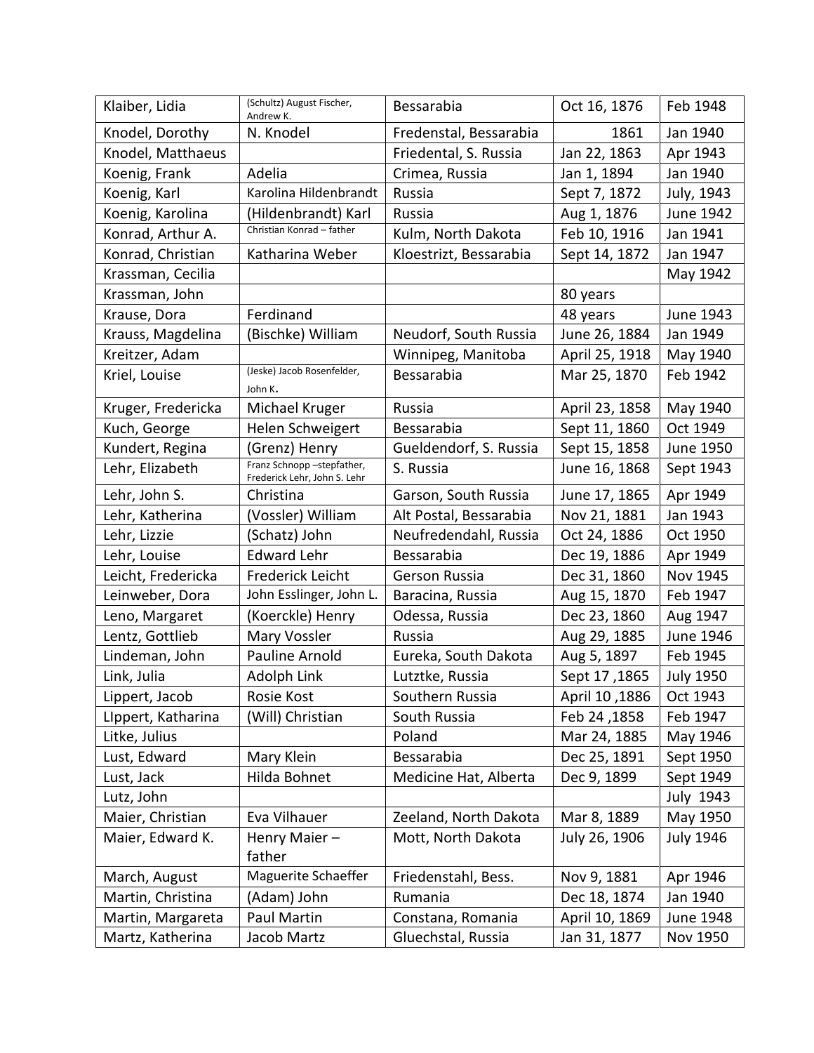| Klaiber, Lidia | (Schultz) August Fischer, Andrew K. | Bessarabia | Oct 16, 1876 | Feb 1948 |
|---|---|---|---|---|
| Knodel, Dorothy | N. Knodel | Fredenstal, Bessarabia | 1861 | Jan 1940 |
| Knodel, Matthaeus | | Friedental, S. Russia | Jan 22, 1863 | Apr 1943 |
| Koenig, Frank | Adelia | Crimea, Russia | Jan 1, 1894 | Jan 1940 |
| Koenig, Karl | Karolina Hildenbrandt | Russia | Sept 7, 1872 | July, 1943 |
| Koenig, Karolina | (Hildenbrandt) Karl | Russia | Aug 1, 1876 | June 1942 |
| Konrad, Arthur A. | Christian Konrad – father | Kulm, North Dakota | Feb 10, 1916 | Jan 1941 |
| Konrad, Christian | Katharina Weber | Kloestrizt, Bessarabia | Sept 14, 1872 | Jan 1947 |
| Krassman, Cecilia | | | | May 1942 |
| Krassman, John | | | 80 years | |
| Krause, Dora | Ferdinand | | 48 years | June 1943 |
| Krauss, Magdelina | (Bischke) William | Neudorf, South Russia | June 26, 1884 | Jan 1949 |
| Kreitzer, Adam | | Winnipeg, Manitoba | April 25, 1918 | May 1940 |
| Kriel, Louise | (Jeske) Jacob Rosenfelder, John K. | Bessarabia | Mar 25, 1870 | Feb 1942 |
| Kruger, Fredericka | Michael Kruger | Russia | April 23, 1858 | May 1940 |
| Kuch, George | Helen Schweigert | Bessarabia | Sept 11, 1860 | Oct 1949 |
| Kundert, Regina | (Grenz) Henry | Gueldendorf, S. Russia | Sept 15, 1858 | June 1950 |
| Lehr, Elizabeth | Franz Schnopp –stepfather, Frederick Lehr, John S. Lehr | S. Russia | June 16, 1868 | Sept 1943 |
| Lehr, John S. | Christina | Garson, South Russia | June 17, 1865 | Apr 1949 |
| Lehr, Katherina | (Vossler) William | Alt Postal, Bessarabia | Nov 21, 1881 | Jan 1943 |
| Lehr, Lizzie | (Schatz) John | Neufredendahl, Russia | Oct 24, 1886 | Oct 1950 |
| Lehr, Louise | Edward Lehr | Bessarabia | Dec 19, 1886 | Apr 1949 |
| Leicht, Fredericka | Frederick Leicht | Gerson Russia | Dec 31, 1860 | Nov 1945 |
| Leinweber, Dora | John Esslinger, John L. | Baracina, Russia | Aug 15, 1870 | Feb 1947 |
| Leno, Margaret | (Koerckle) Henry | Odessa, Russia | Dec 23, 1860 | Aug 1947 |
| Lentz, Gottlieb | Mary Vossler | Russia | Aug 29, 1885 | June 1946 |
| Lindeman, John | Pauline Arnold | Eureka, South Dakota | Aug 5, 1897 | Feb 1945 |
| Link, Julia | Adolph Link | Lutztke, Russia | Sept 17 ,1865 | July 1950 |
| Lippert, Jacob | Rosie Kost | Southern Russia | April 10 ,1886 | Oct 1943 |
| LIppert, Katharina | (Will) Christian | South Russia | Feb 24 ,1858 | Feb 1947 |
| Litke, Julius | | Poland | Mar 24, 1885 | May 1946 |
| Lust, Edward | Mary Klein | Bessarabia | Dec 25, 1891 | Sept 1950 |
| Lust, Jack | Hilda Bohnet | Medicine Hat, Alberta | Dec 9, 1899 | Sept 1949 |
| Lutz, John | | | | July 1943 |
| Maier, Christian | Eva Vilhauer | Zeeland, North Dakota | Mar 8, 1889 | May 1950 |
| Maier, Edward K. | Henry Maier – father | Mott, North Dakota | July 26, 1906 | July 1946 |
| March, August | Maguerite Schaeffer | Friedenstahl, Bess. | Nov 9, 1881 | Apr 1946 |
| Martin, Christina | (Adam) John | Rumania | Dec 18, 1874 | Jan 1940 |
| Martin, Margareta | Paul Martin | Constana, Romania | April 10, 1869 | June 1948 |
| Martz, Katherina | Jacob Martz | Gluechstal, Russia | Jan 31, 1877 | Nov 1950 |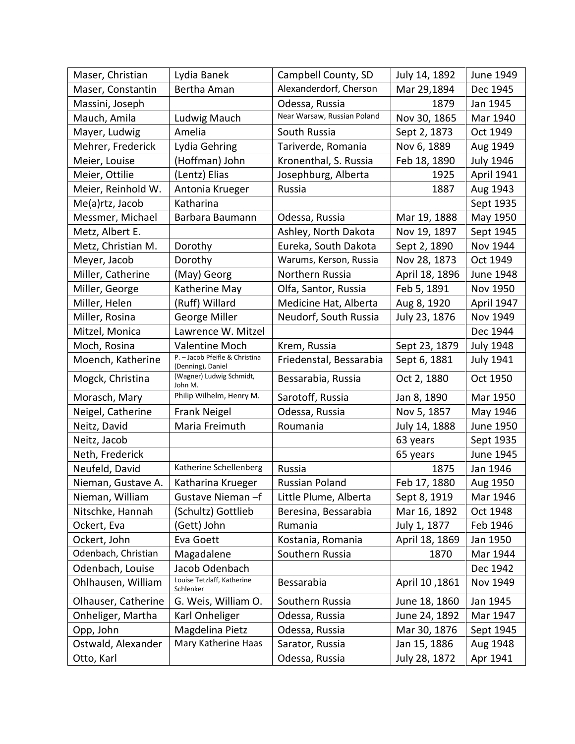| Maser, Christian | Lydia Banek | Campbell County, SD | July 14, 1892 | June 1949 |
|---|---|---|---|---|
| Maser, Constantin | Bertha Aman | Alexanderdorf, Cherson | Mar 29,1894 | Dec 1945 |
| Massini, Joseph | | Odessa, Russia | 1879 | Jan 1945 |
| Mauch, Amila | Ludwig Mauch | Near Warsaw, Russian Poland | Nov 30, 1865 | Mar 1940 |
| Mayer, Ludwig | Amelia | South Russia | Sept 2, 1873 | Oct 1949 |
| Mehrer, Frederick | Lydia Gehring | Tariverde, Romania | Nov 6, 1889 | Aug 1949 |
| Meier, Louise | (Hoffman) John | Kronenthal, S. Russia | Feb 18, 1890 | July 1946 |
| Meier, Ottilie | (Lentz) Elias | Josephburg, Alberta | 1925 | April 1941 |
| Meier, Reinhold W. | Antonia Krueger | Russia | 1887 | Aug 1943 |
| Me(a)rtz, Jacob | Katharina | | | Sept 1935 |
| Messmer, Michael | Barbara Baumann | Odessa, Russia | Mar 19, 1888 | May 1950 |
| Metz, Albert E. | | Ashley, North Dakota | Nov 19, 1897 | Sept 1945 |
| Metz, Christian M. | Dorothy | Eureka, South Dakota | Sept 2, 1890 | Nov 1944 |
| Meyer, Jacob | Dorothy | Warums, Kerson, Russia | Nov 28, 1873 | Oct 1949 |
| Miller, Catherine | (May) Georg | Northern Russia | April 18, 1896 | June 1948 |
| Miller, George | Katherine May | Olfa, Santor, Russia | Feb 5, 1891 | Nov 1950 |
| Miller, Helen | (Ruff) Willard | Medicine Hat, Alberta | Aug 8, 1920 | April 1947 |
| Miller, Rosina | George Miller | Neudorf, South Russia | July 23, 1876 | Nov 1949 |
| Mitzel, Monica | Lawrence W. Mitzel | | | Dec 1944 |
| Moch, Rosina | Valentine Moch | Krem, Russia | Sept 23, 1879 | July 1948 |
| Moench, Katherine | P. – Jacob Pfeifle & Christina (Denning), Daniel | Friedenstal, Bessarabia | Sept 6, 1881 | July 1941 |
| Mogck, Christina | (Wagner) Ludwig Schmidt, John M. | Bessarabia, Russia | Oct 2, 1880 | Oct 1950 |
| Morasch, Mary | Philip Wilhelm, Henry M. | Sarotoff, Russia | Jan 8, 1890 | Mar 1950 |
| Neigel, Catherine | Frank Neigel | Odessa, Russia | Nov 5, 1857 | May 1946 |
| Neitz, David | Maria Freimuth | Roumania | July 14, 1888 | June 1950 |
| Neitz, Jacob | | | 63 years | Sept 1935 |
| Neth, Frederick | | | 65 years | June 1945 |
| Neufeld, David | Katherine Schellenberg | Russia | 1875 | Jan 1946 |
| Nieman, Gustave A. | Katharina Krueger | Russian Poland | Feb 17, 1880 | Aug 1950 |
| Nieman, William | Gustave Nieman –f | Little Plume, Alberta | Sept 8, 1919 | Mar 1946 |
| Nitschke, Hannah | (Schultz) Gottlieb | Beresina, Bessarabia | Mar 16, 1892 | Oct 1948 |
| Ockert, Eva | (Gett) John | Rumania | July 1, 1877 | Feb 1946 |
| Ockert, John | Eva Goett | Kostania, Romania | April 18, 1869 | Jan 1950 |
| Odenbach, Christian | Magadalene | Southern Russia | 1870 | Mar 1944 |
| Odenbach, Louise | Jacob Odenbach | | | Dec 1942 |
| Ohlhausen, William | Louise Tetzlaff, Katherine Schlenker | Bessarabia | April 10 ,1861 | Nov 1949 |
| Olhauser, Catherine | G. Weis, William O. | Southern Russia | June 18, 1860 | Jan 1945 |
| Onheliger, Martha | Karl Onheliger | Odessa, Russia | June 24, 1892 | Mar 1947 |
| Opp, John | Magdelina Pietz | Odessa, Russia | Mar 30, 1876 | Sept 1945 |
| Ostwald, Alexander | Mary Katherine Haas | Sarator, Russia | Jan 15, 1886 | Aug 1948 |
| Otto, Karl | | Odessa, Russia | July 28, 1872 | Apr 1941 |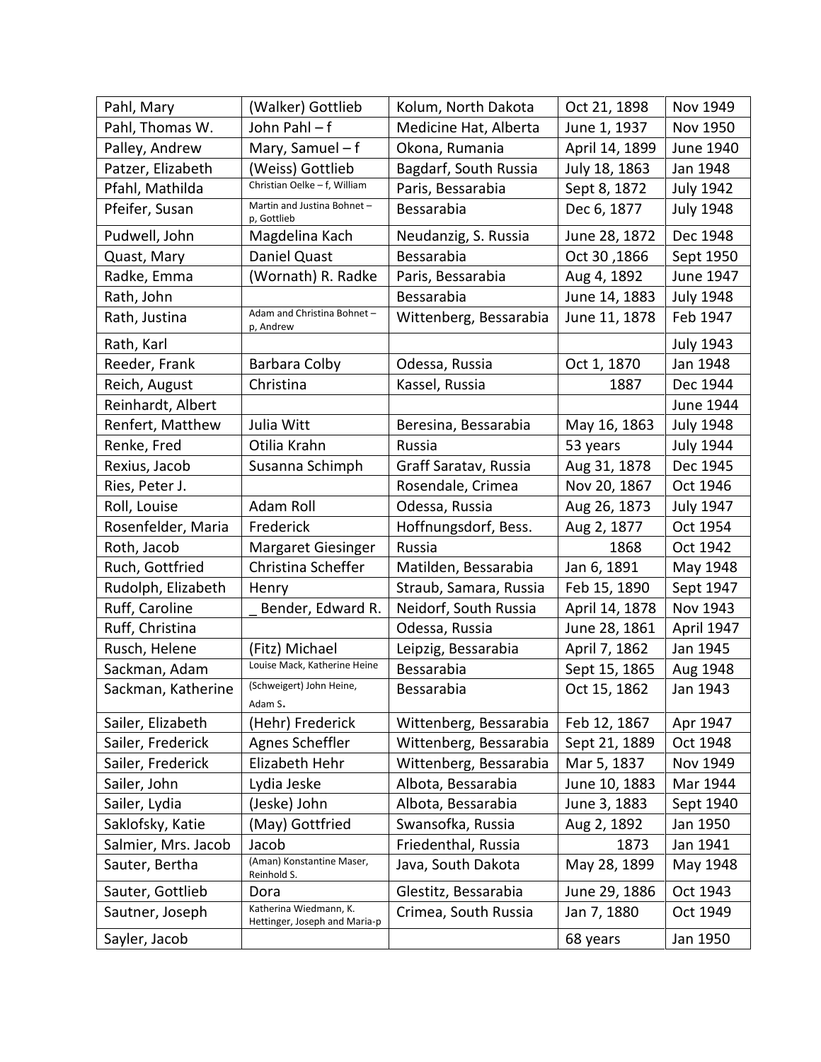| | | | | |
|---|---|---|---|---|
| Pahl, Mary | (Walker) Gottlieb | Kolum, North Dakota | Oct 21, 1898 | Nov 1949 |
| Pahl, Thomas W. | John Pahl – f | Medicine Hat, Alberta | June 1, 1937 | Nov 1950 |
| Palley, Andrew | Mary, Samuel – f | Okona, Rumania | April 14, 1899 | June 1940 |
| Patzer, Elizabeth | (Weiss) Gottlieb | Bagdarf, South Russia | July 18, 1863 | Jan 1948 |
| Pfahl, Mathilda | Christian Oelke – f, William | Paris, Bessarabia | Sept 8, 1872 | July 1942 |
| Pfeifer, Susan | Martin and Justina Bohnet – p, Gottlieb | Bessarabia | Dec 6, 1877 | July 1948 |
| Pudwell, John | Magdelina Kach | Neudanzig, S. Russia | June 28, 1872 | Dec 1948 |
| Quast, Mary | Daniel Quast | Bessarabia | Oct 30 ,1866 | Sept 1950 |
| Radke, Emma | (Wornath) R. Radke | Paris, Bessarabia | Aug 4, 1892 | June 1947 |
| Rath, John | | Bessarabia | June 14, 1883 | July 1948 |
| Rath, Justina | Adam and Christina Bohnet – p, Andrew | Wittenberg, Bessarabia | June 11, 1878 | Feb 1947 |
| Rath, Karl | | | | July 1943 |
| Reeder, Frank | Barbara Colby | Odessa, Russia | Oct 1, 1870 | Jan 1948 |
| Reich, August | Christina | Kassel, Russia | 1887 | Dec 1944 |
| Reinhardt, Albert | | | | June 1944 |
| Renfert, Matthew | Julia Witt | Beresina, Bessarabia | May 16, 1863 | July 1948 |
| Renke, Fred | Otilia Krahn | Russia | 53 years | July 1944 |
| Rexius, Jacob | Susanna Schimph | Graff Saratav, Russia | Aug 31, 1878 | Dec 1945 |
| Ries, Peter J. | | Rosendale, Crimea | Nov 20, 1867 | Oct 1946 |
| Roll, Louise | Adam Roll | Odessa, Russia | Aug 26, 1873 | July 1947 |
| Rosenfelder, Maria | Frederick | Hoffnungsdorf, Bess. | Aug 2, 1877 | Oct 1954 |
| Roth, Jacob | Margaret Giesinger | Russia | 1868 | Oct 1942 |
| Ruch, Gottfried | Christina Scheffer | Matilden, Bessarabia | Jan 6, 1891 | May 1948 |
| Rudolph, Elizabeth | Henry | Straub, Samara, Russia | Feb 15, 1890 | Sept 1947 |
| Ruff, Caroline | _ Bender, Edward R. | Neidorf, South Russia | April 14, 1878 | Nov 1943 |
| Ruff, Christina | | Odessa, Russia | June 28, 1861 | April 1947 |
| Rusch, Helene | (Fitz) Michael | Leipzig, Bessarabia | April 7, 1862 | Jan 1945 |
| Sackman, Adam | Louise Mack, Katherine Heine | Bessarabia | Sept 15, 1865 | Aug 1948 |
| Sackman, Katherine | (Schweigert) John Heine, Adam S. | Bessarabia | Oct 15, 1862 | Jan 1943 |
| Sailer, Elizabeth | (Hehr) Frederick | Wittenberg, Bessarabia | Feb 12, 1867 | Apr 1947 |
| Sailer, Frederick | Agnes Scheffler | Wittenberg, Bessarabia | Sept 21, 1889 | Oct 1948 |
| Sailer, Frederick | Elizabeth Hehr | Wittenberg, Bessarabia | Mar 5, 1837 | Nov 1949 |
| Sailer, John | Lydia Jeske | Albota, Bessarabia | June 10, 1883 | Mar 1944 |
| Sailer, Lydia | (Jeske) John | Albota, Bessarabia | June 3, 1883 | Sept 1940 |
| Saklofsky, Katie | (May) Gottfried | Swansofka, Russia | Aug 2, 1892 | Jan 1950 |
| Salmier, Mrs. Jacob | Jacob | Friedenthal, Russia | 1873 | Jan 1941 |
| Sauter, Bertha | (Aman) Konstantine Maser, Reinhold S. | Java, South Dakota | May 28, 1899 | May 1948 |
| Sauter, Gottlieb | Dora | Glestitz, Bessarabia | June 29, 1886 | Oct 1943 |
| Sautner, Joseph | Katherina Wiedmann, K. Hettinger, Joseph and Maria-p | Crimea, South Russia | Jan 7, 1880 | Oct 1949 |
| Sayler, Jacob | | | 68 years | Jan 1950 |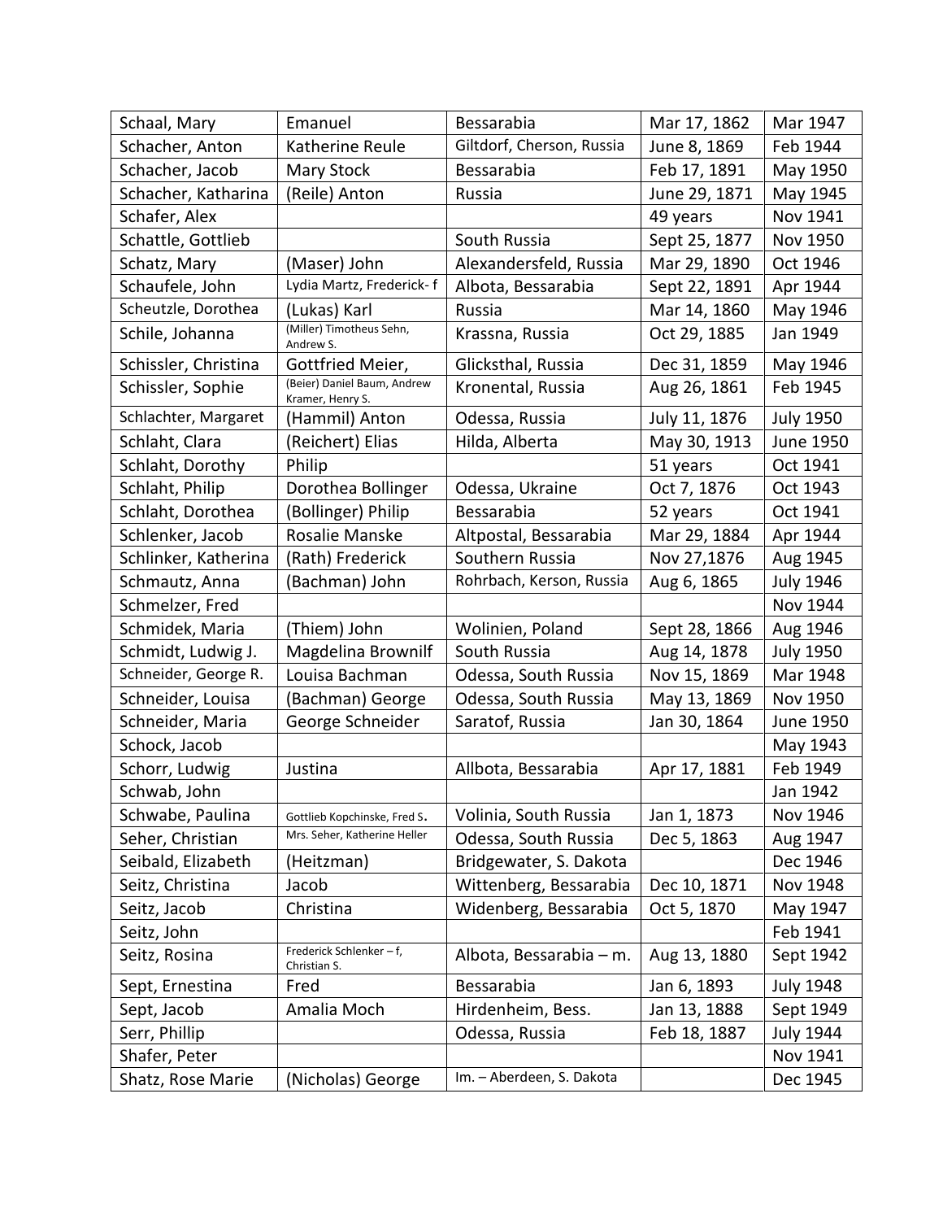| Schaal, Mary | Emanuel | Bessarabia | Mar 17, 1862 | Mar 1947 |
|---|---|---|---|---|
| Schacher, Anton | Katherine Reule | Giltdorf, Cherson, Russia | June 8, 1869 | Feb 1944 |
| Schacher, Jacob | Mary Stock | Bessarabia | Feb 17, 1891 | May 1950 |
| Schacher, Katharina | (Reile) Anton | Russia | June 29, 1871 | May 1945 |
| Schafer, Alex | | | 49 years | Nov 1941 |
| Schattle, Gottlieb | | South Russia | Sept 25, 1877 | Nov 1950 |
| Schatz, Mary | (Maser) John | Alexandersfeld, Russia | Mar 29, 1890 | Oct 1946 |
| Schaufele, John | Lydia Martz, Frederick- f | Albota, Bessarabia | Sept 22, 1891 | Apr 1944 |
| Scheutzle, Dorothea | (Lukas) Karl | Russia | Mar 14, 1860 | May 1946 |
| Schile, Johanna | (Miller) Timotheus Sehn, Andrew S. | Krassna, Russia | Oct 29, 1885 | Jan 1949 |
| Schissler, Christina | Gottfried Meier, | Glicksthal, Russia | Dec 31, 1859 | May 1946 |
| Schissler, Sophie | (Beier) Daniel Baum, Andrew Kramer, Henry S. | Kronental, Russia | Aug 26, 1861 | Feb 1945 |
| Schlachter, Margaret | (Hammil) Anton | Odessa, Russia | July 11, 1876 | July 1950 |
| Schlaht, Clara | (Reichert) Elias | Hilda, Alberta | May 30, 1913 | June 1950 |
| Schlaht, Dorothy | Philip | | 51 years | Oct 1941 |
| Schlaht, Philip | Dorothea Bollinger | Odessa, Ukraine | Oct 7, 1876 | Oct 1943 |
| Schlaht, Dorothea | (Bollinger) Philip | Bessarabia | 52 years | Oct 1941 |
| Schlenker, Jacob | Rosalie Manske | Altpostal, Bessarabia | Mar 29, 1884 | Apr 1944 |
| Schlinker, Katherina | (Rath) Frederick | Southern Russia | Nov 27,1876 | Aug 1945 |
| Schmautz, Anna | (Bachman) John | Rohrbach, Kerson, Russia | Aug 6, 1865 | July 1946 |
| Schmelzer, Fred | | | | Nov 1944 |
| Schmidek, Maria | (Thiem) John | Wolinien, Poland | Sept 28, 1866 | Aug 1946 |
| Schmidt, Ludwig J. | Magdelina Brownilf | South Russia | Aug 14, 1878 | July 1950 |
| Schneider, George R. | Louisa Bachman | Odessa, South Russia | Nov 15, 1869 | Mar 1948 |
| Schneider, Louisa | (Bachman) George | Odessa, South Russia | May 13, 1869 | Nov 1950 |
| Schneider, Maria | George Schneider | Saratof, Russia | Jan 30, 1864 | June 1950 |
| Schock, Jacob | | | | May 1943 |
| Schorr, Ludwig | Justina | Allbota, Bessarabia | Apr 17, 1881 | Feb 1949 |
| Schwab, John | | | | Jan 1942 |
| Schwabe, Paulina | Gottlieb Kopchinske, Fred S. | Volinia, South Russia | Jan 1, 1873 | Nov 1946 |
| Seher, Christian | Mrs. Seher, Katherine Heller | Odessa, South Russia | Dec 5, 1863 | Aug 1947 |
| Seibald, Elizabeth | (Heitzman) | Bridgewater, S. Dakota | | Dec 1946 |
| Seitz, Christina | Jacob | Wittenberg, Bessarabia | Dec 10, 1871 | Nov 1948 |
| Seitz, Jacob | Christina | Widenberg, Bessarabia | Oct 5, 1870 | May 1947 |
| Seitz, John | | | | Feb 1941 |
| Seitz, Rosina | Frederick Schlenker – f, Christian S. | Albota, Bessarabia – m. | Aug 13, 1880 | Sept 1942 |
| Sept, Ernestina | Fred | Bessarabia | Jan 6, 1893 | July 1948 |
| Sept, Jacob | Amalia Moch | Hirdenheim, Bess. | Jan 13, 1888 | Sept 1949 |
| Serr, Phillip | | Odessa, Russia | Feb 18, 1887 | July 1944 |
| Shafer, Peter | | | | Nov 1941 |
| Shatz, Rose Marie | (Nicholas) George | Im. – Aberdeen, S. Dakota | | Dec 1945 |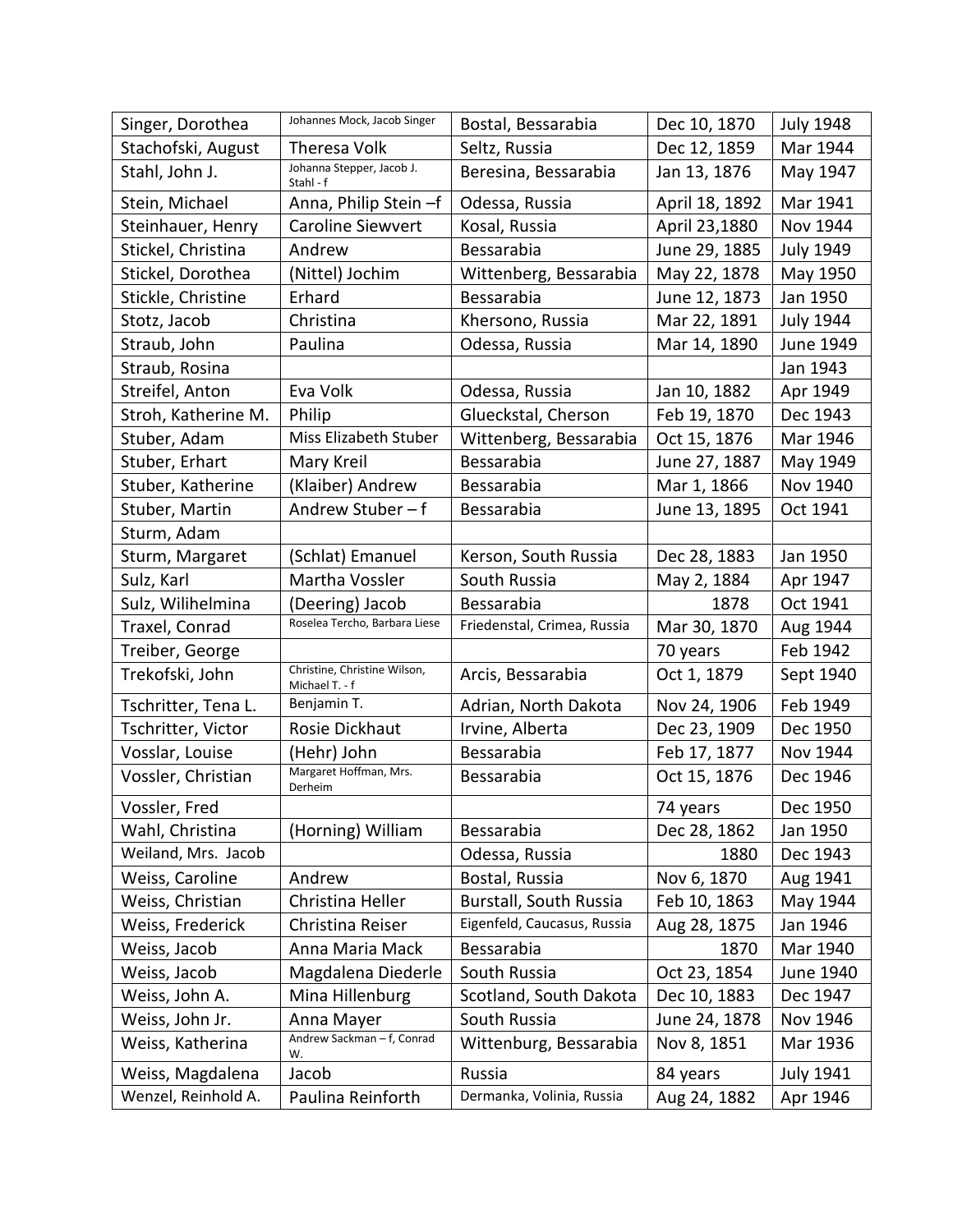| | | | | |
|---|---|---|---|---|
| Singer, Dorothea | Johannes Mock, Jacob Singer | Bostal, Bessarabia | Dec 10, 1870 | July 1948 |
| Stachofski, August | Theresa Volk | Seltz, Russia | Dec 12, 1859 | Mar 1944 |
| Stahl, John J. | Johanna Stepper, Jacob J. Stahl - f | Beresina, Bessarabia | Jan 13, 1876 | May 1947 |
| Stein, Michael | Anna, Philip Stein –f | Odessa, Russia | April 18, 1892 | Mar 1941 |
| Steinhauer, Henry | Caroline Siewvert | Kosal, Russia | April 23,1880 | Nov 1944 |
| Stickel, Christina | Andrew | Bessarabia | June 29, 1885 | July 1949 |
| Stickel, Dorothea | (Nittel) Jochim | Wittenberg, Bessarabia | May 22, 1878 | May 1950 |
| Stickle, Christine | Erhard | Bessarabia | June 12, 1873 | Jan 1950 |
| Stotz, Jacob | Christina | Khersono, Russia | Mar 22, 1891 | July 1944 |
| Straub, John | Paulina | Odessa, Russia | Mar 14, 1890 | June 1949 |
| Straub, Rosina | | | | Jan 1943 |
| Streifel, Anton | Eva Volk | Odessa, Russia | Jan 10, 1882 | Apr 1949 |
| Stroh, Katherine M. | Philip | Glueckstal, Cherson | Feb 19, 1870 | Dec 1943 |
| Stuber, Adam | Miss Elizabeth Stuber | Wittenberg, Bessarabia | Oct 15, 1876 | Mar 1946 |
| Stuber, Erhart | Mary Kreil | Bessarabia | June 27, 1887 | May 1949 |
| Stuber, Katherine | (Klaiber) Andrew | Bessarabia | Mar 1, 1866 | Nov 1940 |
| Stuber, Martin | Andrew Stuber – f | Bessarabia | June 13, 1895 | Oct 1941 |
| Sturm, Adam | | | | |
| Sturm, Margaret | (Schlat) Emanuel | Kerson, South Russia | Dec 28, 1883 | Jan 1950 |
| Sulz, Karl | Martha Vossler | South Russia | May 2, 1884 | Apr 1947 |
| Sulz, Wilihelmina | (Deering) Jacob | Bessarabia | 1878 | Oct 1941 |
| Traxel, Conrad | Roselea Tercho, Barbara Liese | Friedenstal, Crimea, Russia | Mar 30, 1870 | Aug 1944 |
| Treiber, George | | | 70 years | Feb 1942 |
| Trekofski, John | Christine, Christine Wilson, Michael T. - f | Arcis, Bessarabia | Oct 1, 1879 | Sept 1940 |
| Tschritter, Tena L. | Benjamin T. | Adrian, North Dakota | Nov 24, 1906 | Feb 1949 |
| Tschritter, Victor | Rosie Dickhaut | Irvine, Alberta | Dec 23, 1909 | Dec 1950 |
| Vosslar, Louise | (Hehr) John | Bessarabia | Feb 17, 1877 | Nov 1944 |
| Vossler, Christian | Margaret Hoffman, Mrs. Derheim | Bessarabia | Oct 15, 1876 | Dec 1946 |
| Vossler, Fred | | | 74 years | Dec 1950 |
| Wahl, Christina | (Horning) William | Bessarabia | Dec 28, 1862 | Jan 1950 |
| Weiland, Mrs. Jacob | | Odessa, Russia | 1880 | Dec 1943 |
| Weiss, Caroline | Andrew | Bostal, Russia | Nov 6, 1870 | Aug 1941 |
| Weiss, Christian | Christina Heller | Burstall, South Russia | Feb 10, 1863 | May 1944 |
| Weiss, Frederick | Christina Reiser | Eigenfeld, Caucasus, Russia | Aug 28, 1875 | Jan 1946 |
| Weiss, Jacob | Anna Maria Mack | Bessarabia | 1870 | Mar 1940 |
| Weiss, Jacob | Magdalena Diederle | South Russia | Oct 23, 1854 | June 1940 |
| Weiss, John A. | Mina Hillenburg | Scotland, South Dakota | Dec 10, 1883 | Dec 1947 |
| Weiss, John Jr. | Anna Mayer | South Russia | June 24, 1878 | Nov 1946 |
| Weiss, Katherina | Andrew Sackman – f, Conrad W. | Wittenburg, Bessarabia | Nov 8, 1851 | Mar 1936 |
| Weiss, Magdalena | Jacob | Russia | 84 years | July 1941 |
| Wenzel, Reinhold A. | Paulina Reinforth | Dermanka, Volinia, Russia | Aug 24, 1882 | Apr 1946 |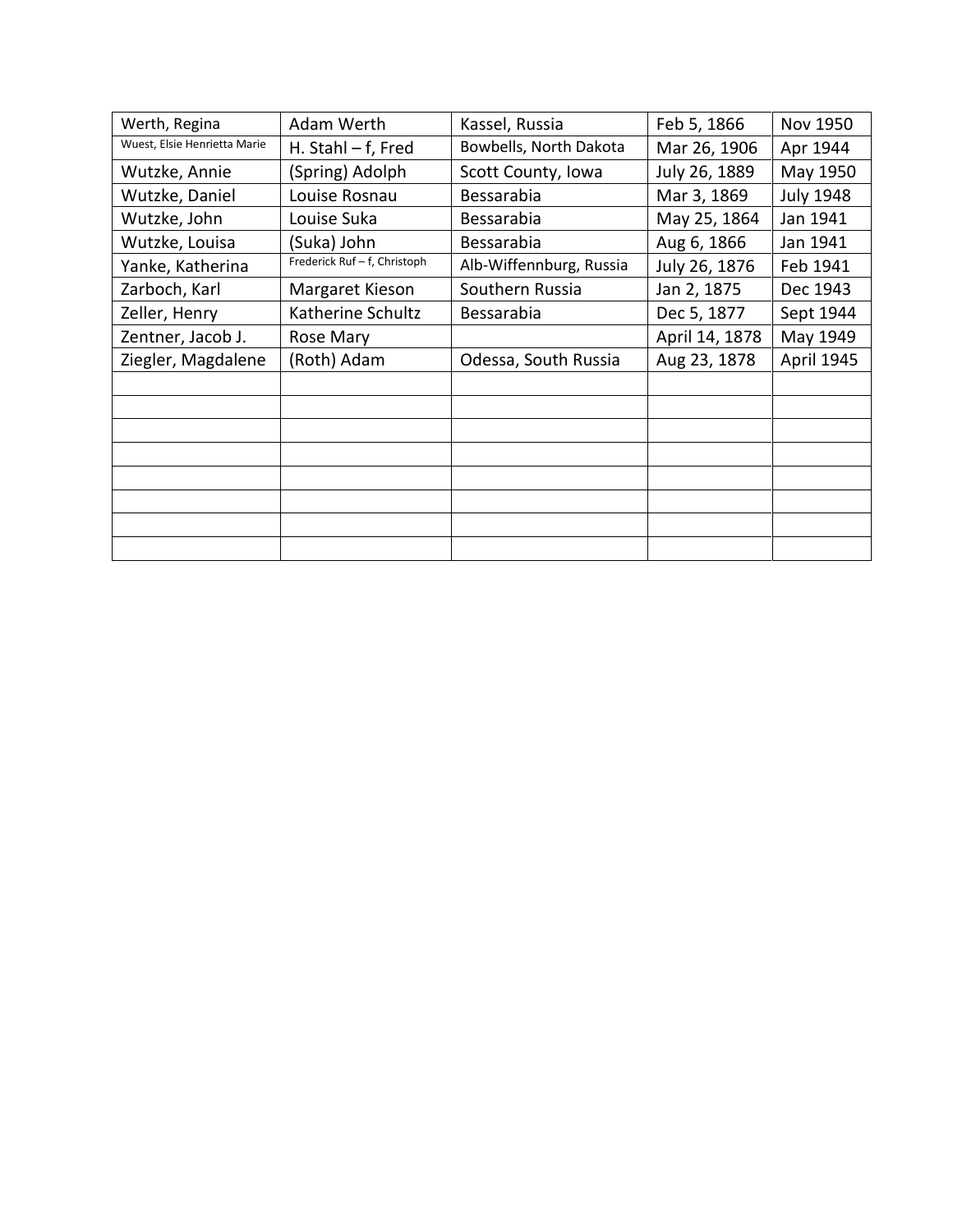| | | | | |
|---|---|---|---|---|
| Werth, Regina | Adam Werth | Kassel, Russia | Feb 5, 1866 | Nov 1950 |
| Wuest, Elsie Henrietta Marie | H. Stahl – f, Fred | Bowbells, North Dakota | Mar 26, 1906 | Apr 1944 |
| Wutzke, Annie | (Spring) Adolph | Scott County, Iowa | July 26, 1889 | May 1950 |
| Wutzke, Daniel | Louise Rosnau | Bessarabia | Mar 3, 1869 | July 1948 |
| Wutzke, John | Louise Suka | Bessarabia | May 25, 1864 | Jan 1941 |
| Wutzke, Louisa | (Suka) John | Bessarabia | Aug 6, 1866 | Jan 1941 |
| Yanke, Katherina | Frederick Ruf – f, Christoph | Alb-Wiffennburg, Russia | July 26, 1876 | Feb 1941 |
| Zarboch, Karl | Margaret Kieson | Southern Russia | Jan 2, 1875 | Dec 1943 |
| Zeller, Henry | Katherine Schultz | Bessarabia | Dec 5, 1877 | Sept 1944 |
| Zentner, Jacob J. | Rose Mary | | April 14, 1878 | May 1949 |
| Ziegler, Magdalene | (Roth) Adam | Odessa, South Russia | Aug 23, 1878 | April 1945 |
| | | | | |
| | | | | |
| | | | | |
| | | | | |
| | | | | |
| | | | | |
| | | | | |
| | | | | |